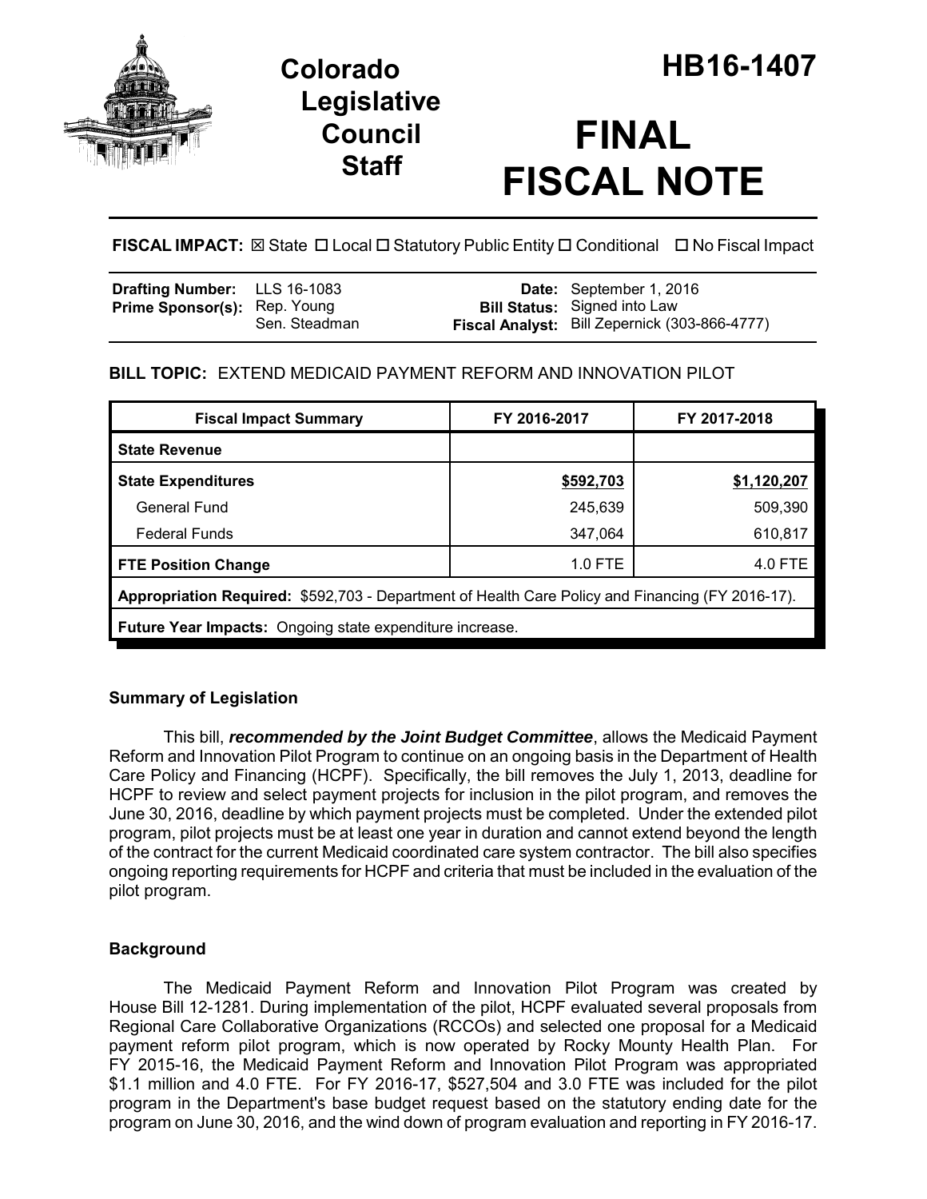# Colorado Legislative Council Staff

# HB16-1407

# FINAL FISCAL NOTE

**FISCAL IMPACT:** ☒ State ☐ Local ☐ Statutory Public Entity ☐ Conditional ☐ No Fiscal Impact

| | | | |
|---|---|---|---|
| **Drafting Number:** | LLS 16-1083 | **Date:** | September 1, 2016 |
| **Prime Sponsor(s):** | Rep. Young<br>Sen. Steadman | **Bill Status:** | Signed into Law |
| | | **Fiscal Analyst:** | Bill Zepernick (303-866-4777) |

## BILL TOPIC: EXTEND MEDICAID PAYMENT REFORM AND INNOVATION PILOT

| Fiscal Impact Summary | FY 2016-2017 | FY 2017-2018 |
|---|---|---|
| **State Revenue** | | |
| **State Expenditures** | <u>$592,703</u> | <u>$1,120,207</u> |
| General Fund | 245,639 | 509,390 |
| Federal Funds | 347,064 | 610,817 |
| **FTE Position Change** | 1.0 FTE | 4.0 FTE |
| **Appropriation Required:** $592,703 - Department of Health Care Policy and Financing (FY 2016-17). | | |
| **Future Year Impacts:** Ongoing state expenditure increase. | | |

### Summary of Legislation

This bill, ***recommended by the Joint Budget Committee***, allows the Medicaid Payment Reform and Innovation Pilot Program to continue on an ongoing basis in the Department of Health Care Policy and Financing (HCPF). Specifically, the bill removes the July 1, 2013, deadline for HCPF to review and select payment projects for inclusion in the pilot program, and removes the June 30, 2016, deadline by which payment projects must be completed. Under the extended pilot program, pilot projects must be at least one year in duration and cannot extend beyond the length of the contract for the current Medicaid coordinated care system contractor. The bill also specifies ongoing reporting requirements for HCPF and criteria that must be included in the evaluation of the pilot program.

### Background

The Medicaid Payment Reform and Innovation Pilot Program was created by House Bill 12-1281. During implementation of the pilot, HCPF evaluated several proposals from Regional Care Collaborative Organizations (RCCOs) and selected one proposal for a Medicaid payment reform pilot program, which is now operated by Rocky Mounty Health Plan. For FY 2015-16, the Medicaid Payment Reform and Innovation Pilot Program was appropriated $1.1 million and 4.0 FTE. For FY 2016-17, $527,504 and 3.0 FTE was included for the pilot program in the Department's base budget request based on the statutory ending date for the program on June 30, 2016, and the wind down of program evaluation and reporting in FY 2016-17.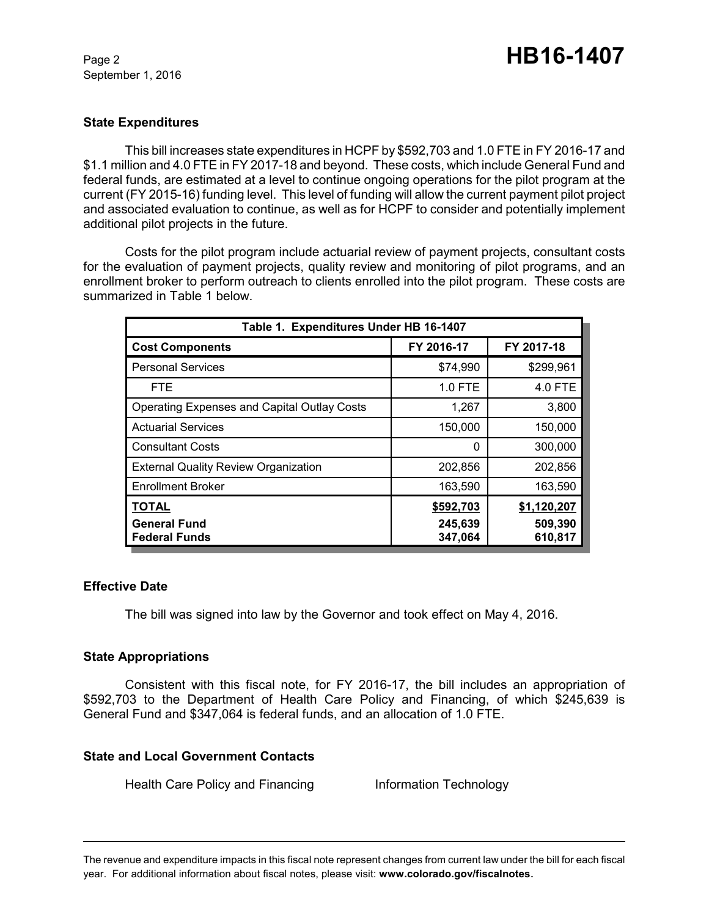### State Expenditures

This bill increases state expenditures in HCPF by $592,703 and 1.0 FTE in FY 2016-17 and $1.1 million and 4.0 FTE in FY 2017-18 and beyond. These costs, which include General Fund and federal funds, are estimated at a level to continue ongoing operations for the pilot program at the current (FY 2015-16) funding level. This level of funding will allow the current payment pilot project and associated evaluation to continue, as well as for HCPF to consider and potentially implement additional pilot projects in the future.

Costs for the pilot program include actuarial review of payment projects, consultant costs for the evaluation of payment projects, quality review and monitoring of pilot programs, and an enrollment broker to perform outreach to clients enrolled into the pilot program. These costs are summarized in Table 1 below.

| Table 1. Expenditures Under HB 16-1407 | | |
|---|---|---|
| **Cost Components** | **FY 2016-17** | **FY 2017-18** |
| Personal Services | $74,990 | $299,961 |
| FTE | 1.0 FTE | 4.0 FTE |
| Operating Expenses and Capital Outlay Costs | 1,267 | 3,800 |
| Actuarial Services | 150,000 | 150,000 |
| Consultant Costs | 0 | 300,000 |
| External Quality Review Organization | 202,856 | 202,856 |
| Enrollment Broker | 163,590 | 163,590 |
| **TOTAL** | **$592,703** | **$1,120,207** |
| **General Fund** | **245,639** | **509,390** |
| **Federal Funds** | **347,064** | **610,817** |

### Effective Date

The bill was signed into law by the Governor and took effect on May 4, 2016.

### State Appropriations

Consistent with this fiscal note, for FY 2016-17, the bill includes an appropriation of $592,703 to the Department of Health Care Policy and Financing, of which $245,639 is General Fund and $347,064 is federal funds, and an allocation of 1.0 FTE.

### State and Local Government Contacts

Health Care Policy and Financing    Information Technology

The revenue and expenditure impacts in this fiscal note represent changes from current law under the bill for each fiscal year. For additional information about fiscal notes, please visit: **www.colorado.gov/fiscalnotes.**